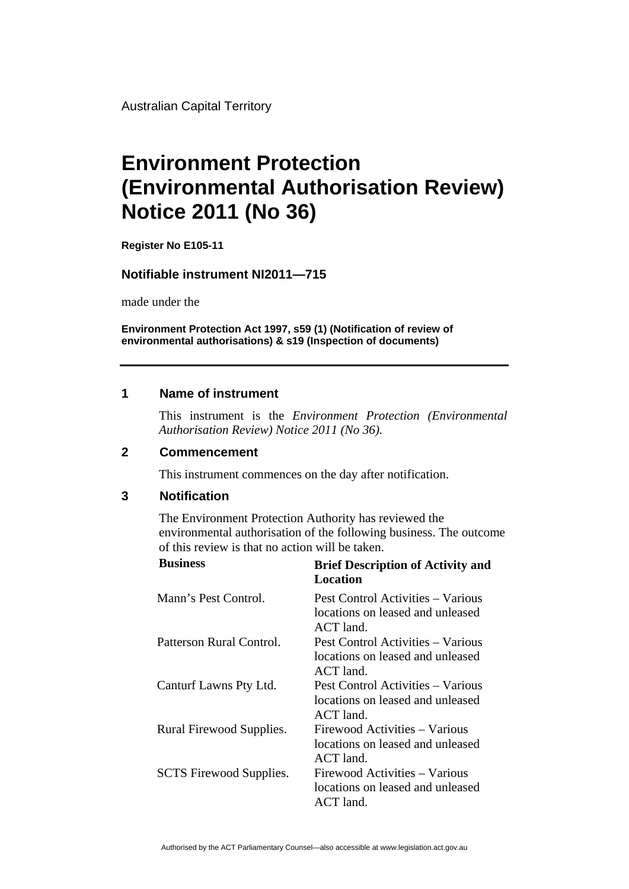Australian Capital Territory

# Environment Protection (Environmental Authorisation Review) Notice 2011 (No 36)

**Register No E105-11**

### Notifiable instrument NI2011—715

made under the

**Environment Protection Act 1997, s59 (1) (Notification of review of environmental authorisations) & s19 (Inspection of documents)**

---

## 1 Name of instrument

This instrument is the *Environment Protection (Environmental Authorisation Review) Notice 2011 (No 36).*

## 2 Commencement

This instrument commences on the day after notification.

## 3 Notification

The Environment Protection Authority has reviewed the environmental authorisation of the following business. The outcome of this review is that no action will be taken.

| Business | Brief Description of Activity and Location |
|---|---|
| Mann's Pest Control. | Pest Control Activities – Various locations on leased and unleased ACT land. |
| Patterson Rural Control. | Pest Control Activities – Various locations on leased and unleased ACT land. |
| Canturf Lawns Pty Ltd. | Pest Control Activities – Various locations on leased and unleased ACT land. |
| Rural Firewood Supplies. | Firewood Activities – Various locations on leased and unleased ACT land. |
| SCTS Firewood Supplies. | Firewood Activities – Various locations on leased and unleased ACT land. |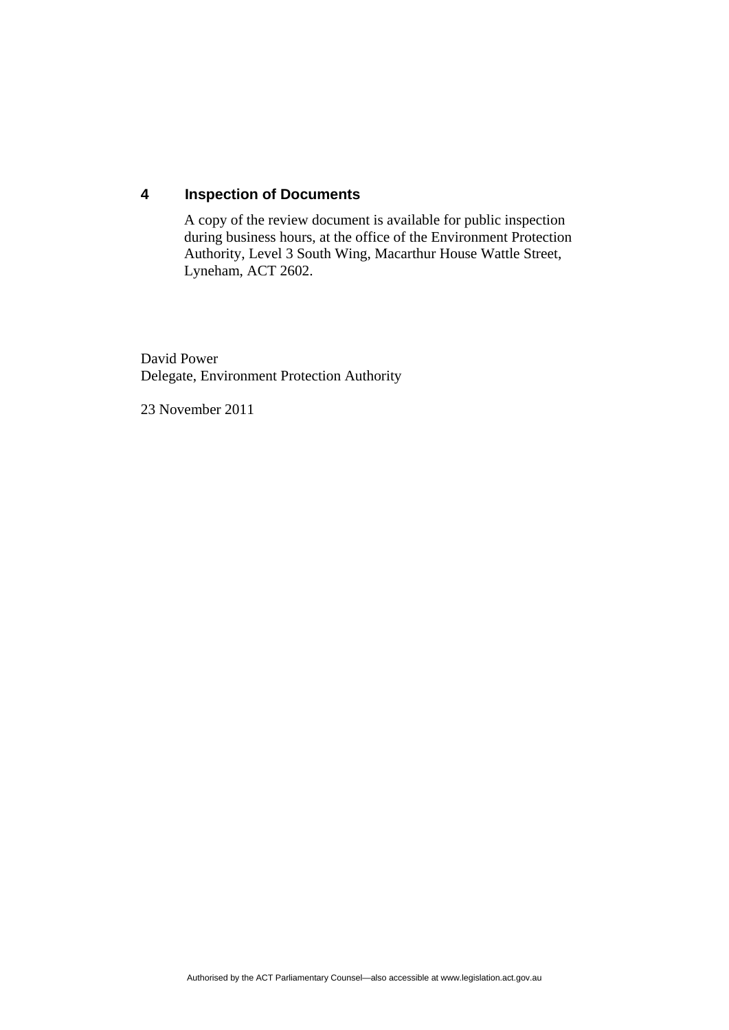## 4 Inspection of Documents

A copy of the review document is available for public inspection during business hours, at the office of the Environment Protection Authority, Level 3 South Wing, Macarthur House Wattle Street, Lyneham, ACT 2602.

David Power
Delegate, Environment Protection Authority

23 November 2011